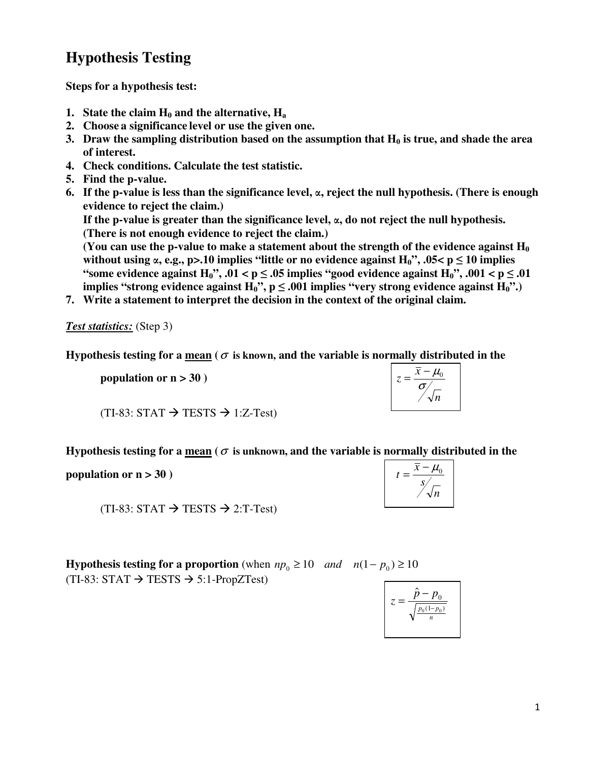# Hypothesis Testing

**Steps for a hypothesis test:**

1. **State the claim $H_0$ and the alternative, $H_a$**
2. **Choose a significance level or use the given one.**
3. **Draw the sampling distribution based on the assumption that $H_0$ is true, and shade the area of interest.**
4. **Check conditions. Calculate the test statistic.**
5. **Find the p-value.**
6. **If the p-value is less than the significance level, $\alpha$, reject the null hypothesis. (There is enough evidence to reject the claim.)**
   **If the p-value is greater than the significance level, $\alpha$, do not reject the null hypothesis. (There is not enough evidence to reject the claim.)**
   **(You can use the p-value to make a statement about the strength of the evidence against $H_0$ without using $\alpha$, e.g., $p > .10$ implies "little or no evidence against $H_0$", $.05 < p \leq .10$ implies "some evidence against $H_0$", $.01 < p \leq .05$ implies "good evidence against $H_0$", $.001 < p \leq .01$ implies "strong evidence against $H_0$", $p \leq .001$ implies "very strong evidence against $H_0$".)**
7. **Write a statement to interpret the decision in the context of the original claim.**

***Test statistics:*** (Step 3)

**Hypothesis testing for a mean ($\sigma$ is known, and the variable is normally distributed in the population or n > 30 )**

$$z = \frac{\bar{x} - \mu_0}{\sigma / \sqrt{n}}$$

(TI-83: STAT → TESTS → 1:Z-Test)

**Hypothesis testing for a mean ($\sigma$ is unknown, and the variable is normally distributed in the population or n > 30 )**

$$t = \frac{\bar{x} - \mu_0}{s / \sqrt{n}}$$

(TI-83: STAT → TESTS → 2:T-Test)

**Hypothesis testing for a proportion** (when $np_0 \geq 10 \quad and \quad n(1 - p_0) \geq 10$
(TI-83: STAT → TESTS → 5:1-PropZTest)

$$z = \frac{\hat{p} - p_0}{\sqrt{\frac{p_0(1 - p_0)}{n}}}$$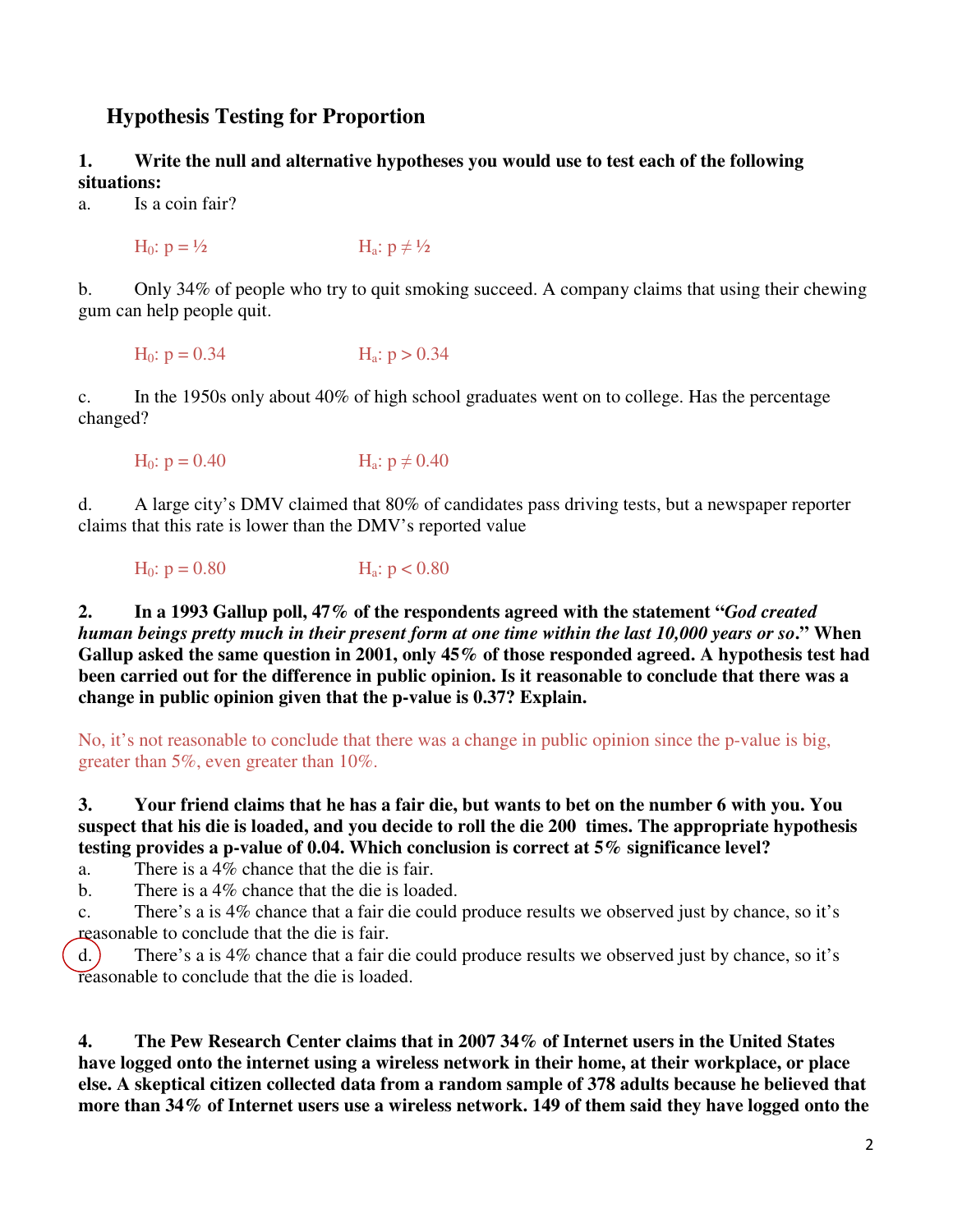## Hypothesis Testing for Proportion

**1. Write the null and alternative hypotheses you would use to test each of the following situations:**

a. Is a coin fair?

$H_0$: $p = ½$ $H_a$: $p \neq ½$

b. Only 34% of people who try to quit smoking succeed. A company claims that using their chewing gum can help people quit.

$H_0$: $p = 0.34$ $H_a$: $p > 0.34$

c. In the 1950s only about 40% of high school graduates went on to college. Has the percentage changed?

$H_0$: $p = 0.40$ $H_a$: $p \neq 0.40$

d. A large city's DMV claimed that 80% of candidates pass driving tests, but a newspaper reporter claims that this rate is lower than the DMV's reported value

$H_0$: $p = 0.80$ $H_a$: $p < 0.80$

**2. In a 1993 Gallup poll, 47% of the respondents agreed with the statement "*God created human beings pretty much in their present form at one time within the last 10,000 years or so*." When Gallup asked the same question in 2001, only 45% of those responded agreed. A hypothesis test had been carried out for the difference in public opinion. Is it reasonable to conclude that there was a change in public opinion given that the p-value is 0.37? Explain.**

No, it's not reasonable to conclude that there was a change in public opinion since the p-value is big, greater than 5%, even greater than 10%.

**3. Your friend claims that he has a fair die, but wants to bet on the number 6 with you. You suspect that his die is loaded, and you decide to roll the die 200 times. The appropriate hypothesis testing provides a p-value of 0.04. Which conclusion is correct at 5% significance level?**

a. There is a 4% chance that the die is fair.

b. There is a 4% chance that the die is loaded.

c. There's a is 4% chance that a fair die could produce results we observed just by chance, so it's reasonable to conclude that the die is fair.

d. There's a is 4% chance that a fair die could produce results we observed just by chance, so it's reasonable to conclude that the die is loaded.

**4. The Pew Research Center claims that in 2007 34% of Internet users in the United States have logged onto the internet using a wireless network in their home, at their workplace, or place else. A skeptical citizen collected data from a random sample of 378 adults because he believed that more than 34% of Internet users use a wireless network. 149 of them said they have logged onto the**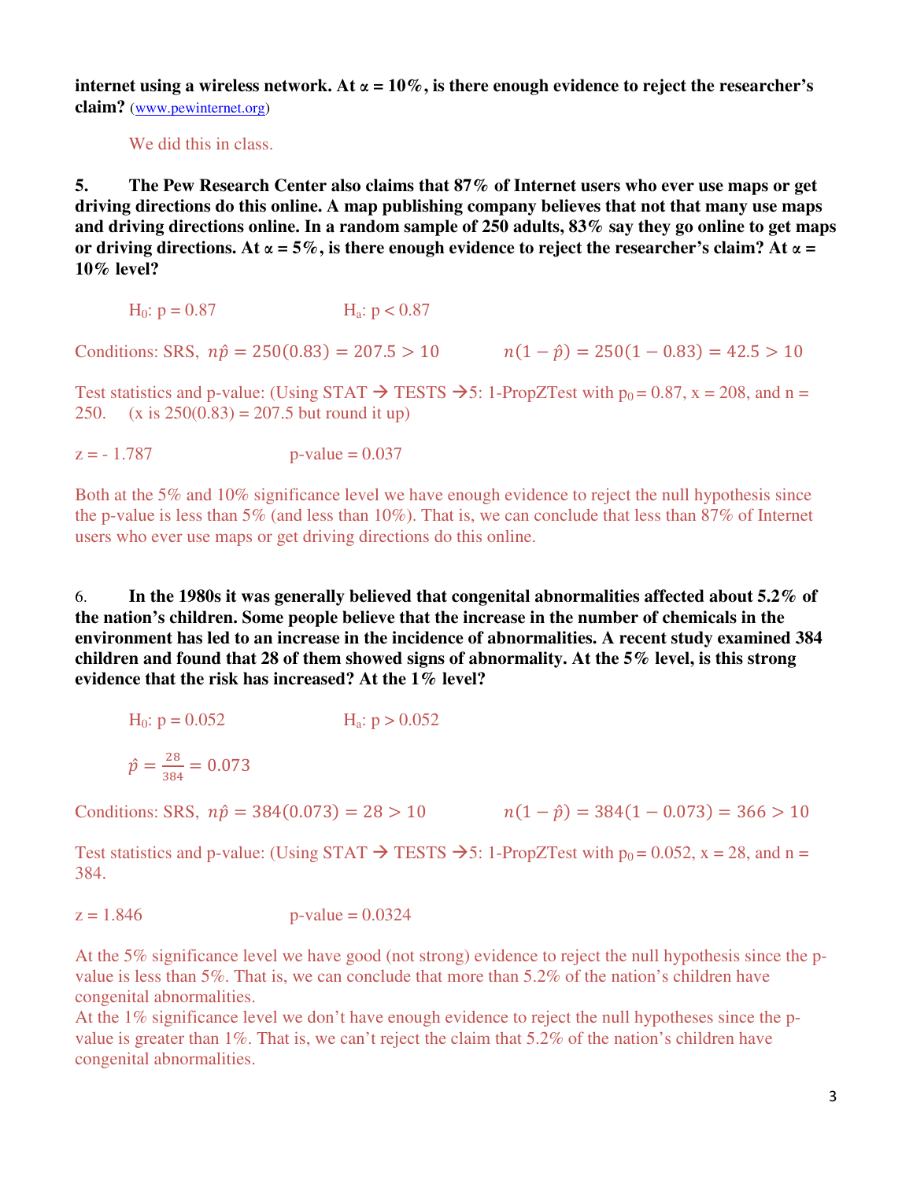**internet using a wireless network. At α = 10%, is there enough evidence to reject the researcher's claim?** (www.pewinternet.org)

We did this in class.

**5. The Pew Research Center also claims that 87% of Internet users who ever use maps or get driving directions do this online. A map publishing company believes that not that many use maps and driving directions online. In a random sample of 250 adults, 83% say they go online to get maps or driving directions. At α = 5%, is there enough evidence to reject the researcher's claim? At α = 10% level?**

$H_0$: p = 0.87 $H_a$: p < 0.87

Conditions: SRS, $n\hat{p} = 250(0.83) = 207.5 > 10$ $n(1-\hat{p}) = 250(1-0.83) = 42.5 > 10$

Test statistics and p-value: (Using STAT → TESTS →5: 1-PropZTest with $p_0$ = 0.87, x = 208, and n = 250. (x is 250(0.83) = 207.5 but round it up)

z = - 1.787 p-value = 0.037

Both at the 5% and 10% significance level we have enough evidence to reject the null hypothesis since the p-value is less than 5% (and less than 10%). That is, we can conclude that less than 87% of Internet users who ever use maps or get driving directions do this online.

6. **In the 1980s it was generally believed that congenital abnormalities affected about 5.2% of the nation's children. Some people believe that the increase in the number of chemicals in the environment has led to an increase in the incidence of abnormalities. A recent study examined 384 children and found that 28 of them showed signs of abnormality. At the 5% level, is this strong evidence that the risk has increased? At the 1% level?**

$H_0$: p = 0.052 $H_a$: p > 0.052

$\hat{p} = \frac{28}{384} = 0.073$

Conditions: SRS, $n\hat{p} = 384(0.073) = 28 > 10$ $n(1-\hat{p}) = 384(1-0.073) = 366 > 10$

Test statistics and p-value: (Using STAT → TESTS →5: 1-PropZTest with $p_0$ = 0.052, x = 28, and n = 384.

z = 1.846 p-value = 0.0324

At the 5% significance level we have good (not strong) evidence to reject the null hypothesis since the p-value is less than 5%. That is, we can conclude that more than 5.2% of the nation's children have congenital abnormalities.

At the 1% significance level we don't have enough evidence to reject the null hypotheses since the p-value is greater than 1%. That is, we can't reject the claim that 5.2% of the nation's children have congenital abnormalities.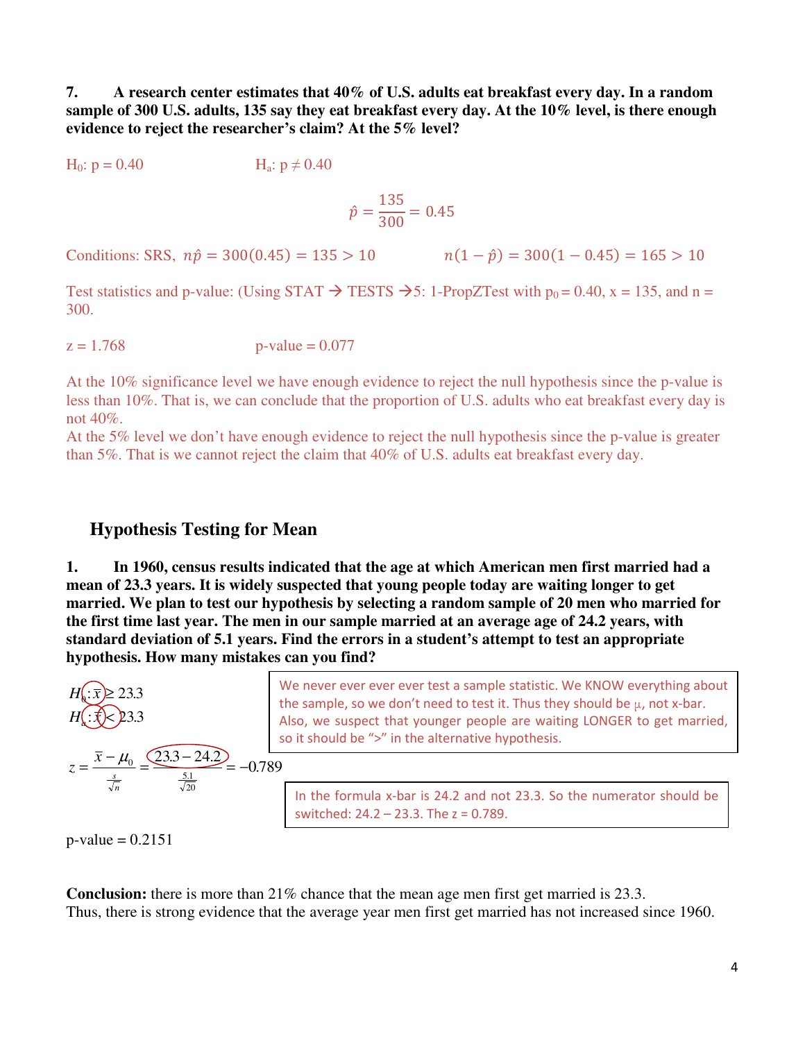**7. A research center estimates that 40% of U.S. adults eat breakfast every day. In a random sample of 300 U.S. adults, 135 say they eat breakfast every day. At the 10% level, is there enough evidence to reject the researcher's claim? At the 5% level?**

$H_0$: p = 0.40 $H_a$: p ≠ 0.40

$$\hat{p} = \frac{135}{300} = 0.45$$

Conditions: SRS, $n\hat{p} = 300(0.45) = 135 > 10$ $n(1-\hat{p}) = 300(1-0.45) = 165 > 10$

Test statistics and p-value: (Using STAT → TESTS →5: 1-PropZTest with $p_0 = 0.40$, x = 135, and n = 300.

z = 1.768 p-value = 0.077

At the 10% significance level we have enough evidence to reject the null hypothesis since the p-value is less than 10%. That is, we can conclude that the proportion of U.S. adults who eat breakfast every day is not 40%.
At the 5% level we don't have enough evidence to reject the null hypothesis since the p-value is greater than 5%. That is we cannot reject the claim that 40% of U.S. adults eat breakfast every day.

## Hypothesis Testing for Mean

**1. In 1960, census results indicated that the age at which American men first married had a mean of 23.3 years. It is widely suspected that young people today are waiting longer to get married. We plan to test our hypothesis by selecting a random sample of 20 men who married for the first time last year. The men in our sample married at an average age of 24.2 years, with standard deviation of 5.1 years. Find the errors in a student's attempt to test an appropriate hypothesis. How many mistakes can you find?**

$H_0: \bar{x} \geq 23.3$
$H_a: \bar{x} < 23.3$

We never ever ever ever test a sample statistic. We KNOW everything about the sample, so we don't need to test it. Thus they should be μ, not x-bar. Also, we suspect that younger people are waiting LONGER to get married, so it should be ">" in the alternative hypothesis.

$$z = \frac{\bar{x} - \mu_0}{\frac{s}{\sqrt{n}}} = \frac{23.3 - 24.2}{\frac{5.1}{\sqrt{20}}} = -0.789$$

In the formula x-bar is 24.2 and not 23.3. So the numerator should be switched: 24.2 – 23.3. The z = 0.789.

p-value = 0.2151

**Conclusion:** there is more than 21% chance that the mean age men first get married is 23.3.
Thus, there is strong evidence that the average year men first get married has not increased since 1960.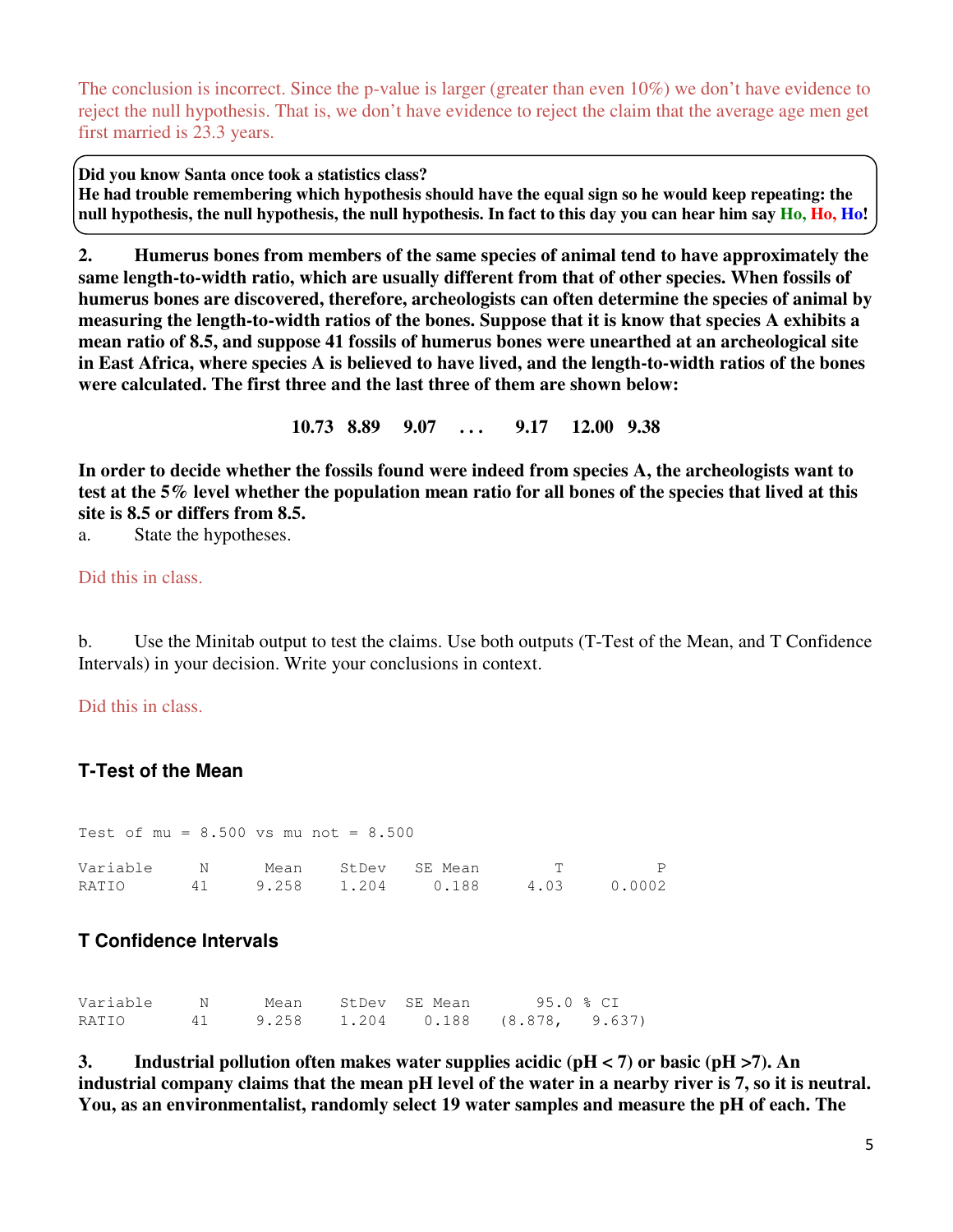The conclusion is incorrect. Since the p-value is larger (greater than even 10%) we don't have evidence to reject the null hypothesis. That is, we don't have evidence to reject the claim that the average age men get first married is 23.3 years.

> **Did you know Santa once took a statistics class?**
> **He had trouble remembering which hypothesis should have the equal sign so he would keep repeating: the null hypothesis, the null hypothesis, the null hypothesis. In fact to this day you can hear him say Ho, Ho, Ho!**

**2. Humerus bones from members of the same species of animal tend to have approximately the same length-to-width ratio, which are usually different from that of other species. When fossils of humerus bones are discovered, therefore, archeologists can often determine the species of animal by measuring the length-to-width ratios of the bones. Suppose that it is know that species A exhibits a mean ratio of 8.5, and suppose 41 fossils of humerus bones were unearthed at an archeological site in East Africa, where species A is believed to have lived, and the length-to-width ratios of the bones were calculated. The first three and the last three of them are shown below:**

**10.73 8.89 9.07 . . . 9.17 12.00 9.38**

**In order to decide whether the fossils found were indeed from species A, the archeologists want to test at the 5% level whether the population mean ratio for all bones of the species that lived at this site is 8.5 or differs from 8.5.**

a. State the hypotheses.

Did this in class.

b. Use the Minitab output to test the claims. Use both outputs (T-Test of the Mean, and T Confidence Intervals) in your decision. Write your conclusions in context.

Did this in class.

### T-Test of the Mean

```
Test of mu = 8.500 vs mu not = 8.500

Variable     N      Mean     StDev    SE Mean        T          P
RATIO       41     9.258     1.204      0.188     4.03     0.0002
```

### T Confidence Intervals

```
Variable     N      Mean     StDev   SE Mean        95.0 % CI
RATIO       41     9.258     1.204     0.188    (8.878,   9.637)
```

**3. Industrial pollution often makes water supplies acidic (pH < 7) or basic (pH >7). An industrial company claims that the mean pH level of the water in a nearby river is 7, so it is neutral. You, as an environmentalist, randomly select 19 water samples and measure the pH of each. The**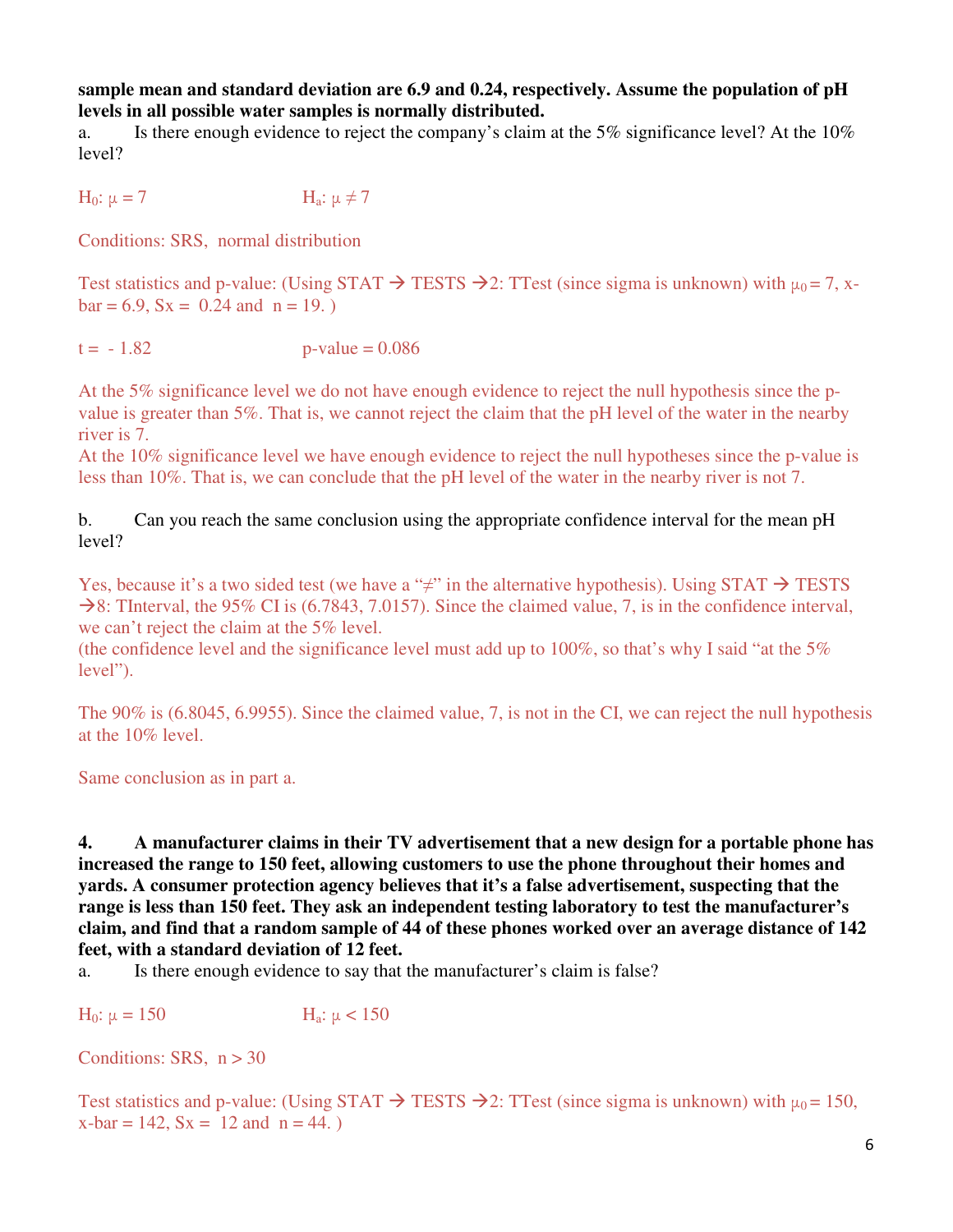**sample mean and standard deviation are 6.9 and 0.24, respectively. Assume the population of pH levels in all possible water samples is normally distributed.**

a. Is there enough evidence to reject the company's claim at the 5% significance level? At the 10% level?

$H_0$: $\mu = 7$ $H_a$: $\mu \neq 7$

Conditions: SRS, normal distribution

Test statistics and p-value: (Using STAT → TESTS →2: TTest (since sigma is unknown) with $\mu_0 = 7$, x-bar = 6.9, Sx = 0.24 and n = 19. )

t = - 1.82 p-value = 0.086

At the 5% significance level we do not have enough evidence to reject the null hypothesis since the p-value is greater than 5%. That is, we cannot reject the claim that the pH level of the water in the nearby river is 7.
At the 10% significance level we have enough evidence to reject the null hypotheses since the p-value is less than 10%. That is, we can conclude that the pH level of the water in the nearby river is not 7.

b. Can you reach the same conclusion using the appropriate confidence interval for the mean pH level?

Yes, because it's a two sided test (we have a "≠" in the alternative hypothesis). Using STAT → TESTS →8: TInterval, the 95% CI is (6.7843, 7.0157). Since the claimed value, 7, is in the confidence interval, we can't reject the claim at the 5% level.
(the confidence level and the significance level must add up to 100%, so that's why I said "at the 5% level").

The 90% is (6.8045, 6.9955). Since the claimed value, 7, is not in the CI, we can reject the null hypothesis at the 10% level.

Same conclusion as in part a.

**4. A manufacturer claims in their TV advertisement that a new design for a portable phone has increased the range to 150 feet, allowing customers to use the phone throughout their homes and yards. A consumer protection agency believes that it's a false advertisement, suspecting that the range is less than 150 feet. They ask an independent testing laboratory to test the manufacturer's claim, and find that a random sample of 44 of these phones worked over an average distance of 142 feet, with a standard deviation of 12 feet.**

a. Is there enough evidence to say that the manufacturer's claim is false?

$H_0$: $\mu = 150$ $H_a$: $\mu < 150$

Conditions: SRS, $n > 30$

Test statistics and p-value: (Using STAT → TESTS →2: TTest (since sigma is unknown) with $\mu_0 = 150$, x-bar = 142, Sx = 12 and n = 44. )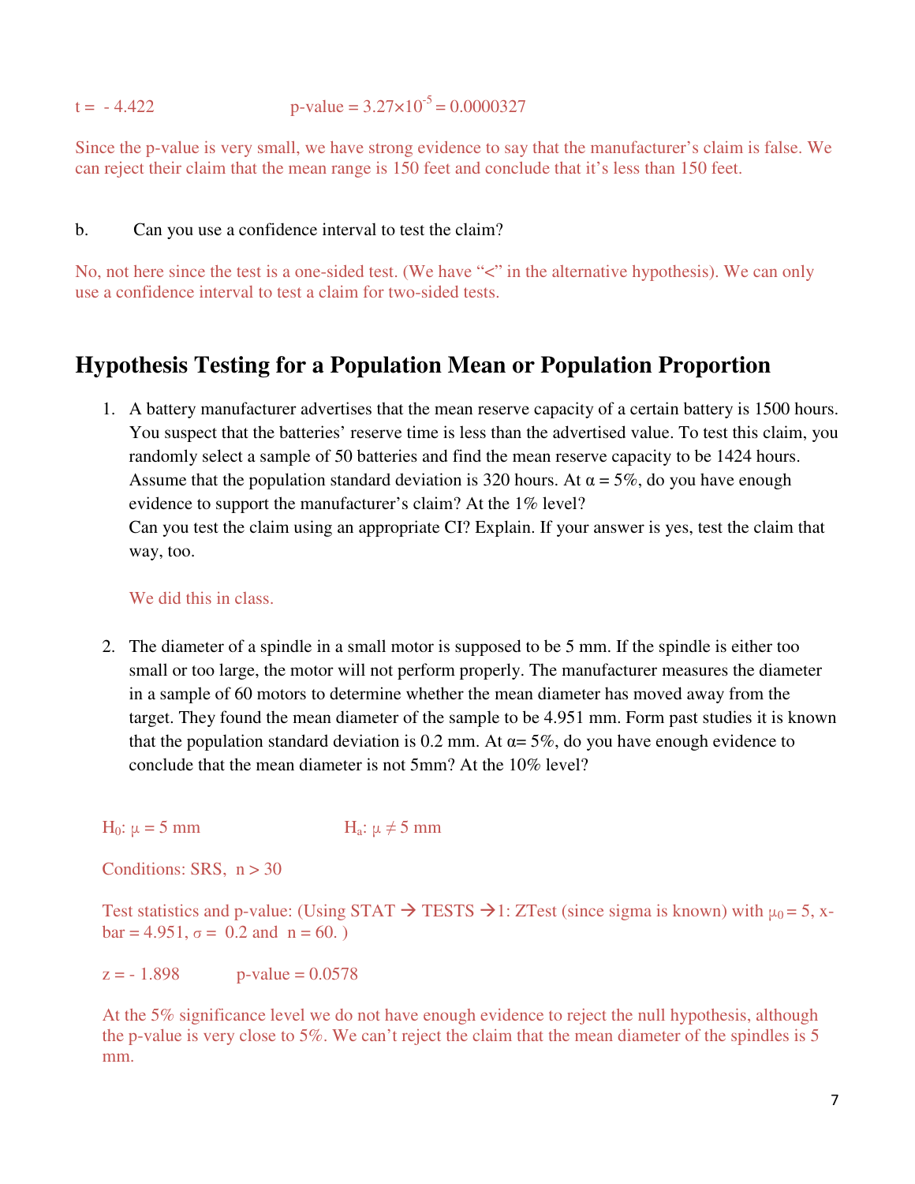t = - 4.422 p-value = $3.27 \times 10^{-5}$ = 0.0000327

Since the p-value is very small, we have strong evidence to say that the manufacturer's claim is false. We can reject their claim that the mean range is 150 feet and conclude that it's less than 150 feet.

b. Can you use a confidence interval to test the claim?

No, not here since the test is a one-sided test. (We have "<" in the alternative hypothesis). We can only use a confidence interval to test a claim for two-sided tests.

## Hypothesis Testing for a Population Mean or Population Proportion

1. A battery manufacturer advertises that the mean reserve capacity of a certain battery is 1500 hours. You suspect that the batteries' reserve time is less than the advertised value. To test this claim, you randomly select a sample of 50 batteries and find the mean reserve capacity to be 1424 hours. Assume that the population standard deviation is 320 hours. At $\alpha$ = 5%, do you have enough evidence to support the manufacturer's claim? At the 1% level?
   Can you test the claim using an appropriate CI? Explain. If your answer is yes, test the claim that way, too.

   We did this in class.

2. The diameter of a spindle in a small motor is supposed to be 5 mm. If the spindle is either too small or too large, the motor will not perform properly. The manufacturer measures the diameter in a sample of 60 motors to determine whether the mean diameter has moved away from the target. They found the mean diameter of the sample to be 4.951 mm. Form past studies it is known that the population standard deviation is 0.2 mm. At $\alpha$= 5%, do you have enough evidence to conclude that the mean diameter is not 5mm? At the 10% level?

   $H_0$: $\mu$ = 5 mm $H_a$: $\mu \neq 5$ mm

   Conditions: SRS, n > 30

   Test statistics and p-value: (Using STAT → TESTS →1: ZTest (since sigma is known) with $\mu_0$ = 5, x-bar = 4.951, $\sigma$ = 0.2 and n = 60. )

   z = - 1.898 p-value = 0.0578

   At the 5% significance level we do not have enough evidence to reject the null hypothesis, although the p-value is very close to 5%. We can't reject the claim that the mean diameter of the spindles is 5 mm.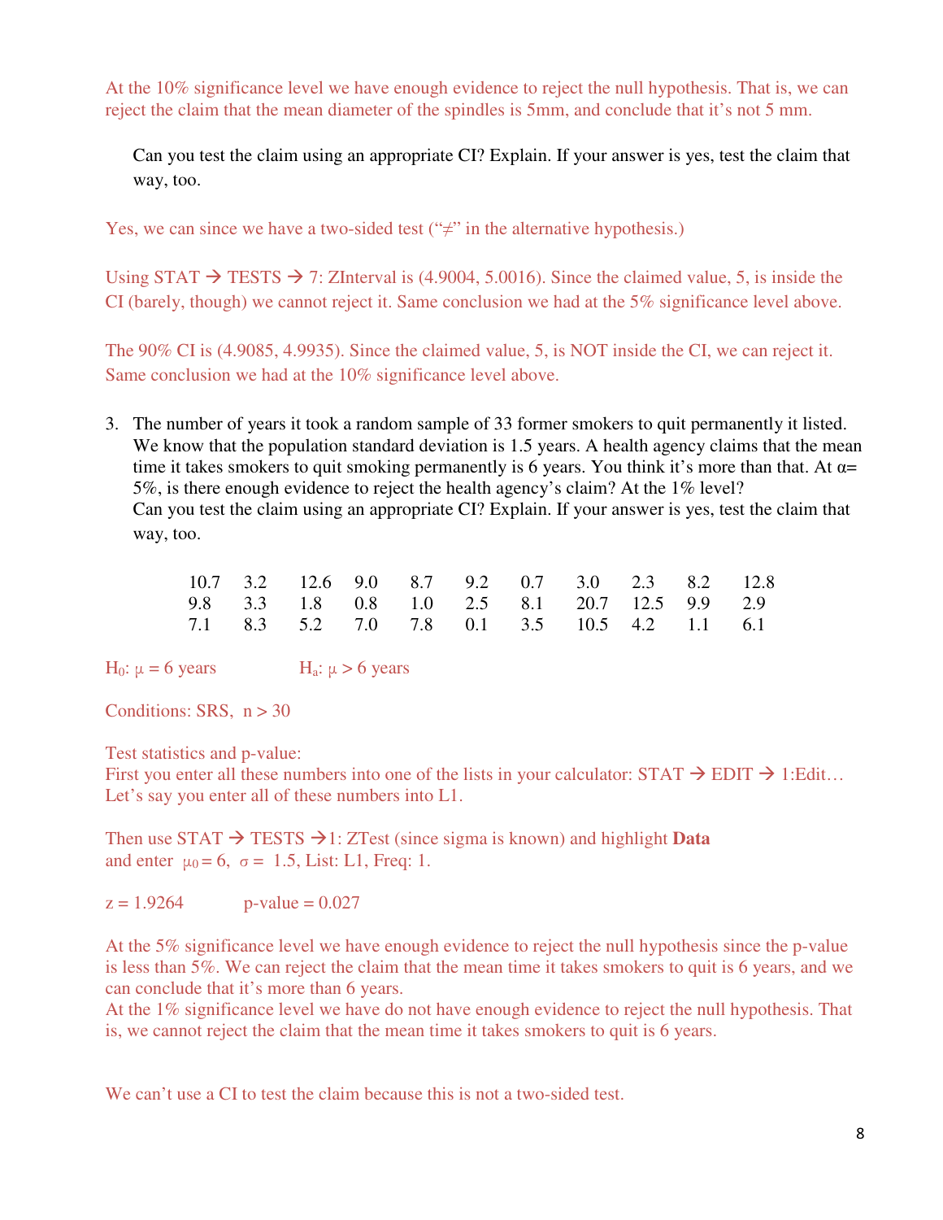At the 10% significance level we have enough evidence to reject the null hypothesis. That is, we can reject the claim that the mean diameter of the spindles is 5mm, and conclude that it's not 5 mm.

Can you test the claim using an appropriate CI? Explain. If your answer is yes, test the claim that way, too.

Yes, we can since we have a two-sided test ("≠" in the alternative hypothesis.)

Using STAT → TESTS → 7: ZInterval is (4.9004, 5.0016). Since the claimed value, 5, is inside the CI (barely, though) we cannot reject it. Same conclusion we had at the 5% significance level above.

The 90% CI is (4.9085, 4.9935). Since the claimed value, 5, is NOT inside the CI, we can reject it. Same conclusion we had at the 10% significance level above.

3. The number of years it took a random sample of 33 former smokers to quit permanently it listed. We know that the population standard deviation is 1.5 years. A health agency claims that the mean time it takes smokers to quit smoking permanently is 6 years. You think it's more than that. At $\alpha$= 5%, is there enough evidence to reject the health agency's claim? At the 1% level?
   Can you test the claim using an appropriate CI? Explain. If your answer is yes, test the claim that way, too.

| | | | | | | | | | | |
|---|---|---|---|---|---|---|---|---|---|---|
| 10.7 | 3.2 | 12.6 | 9.0 | 8.7 | 9.2 | 0.7 | 3.0 | 2.3 | 8.2 | 12.8 |
| 9.8 | 3.3 | 1.8 | 0.8 | 1.0 | 2.5 | 8.1 | 20.7 | 12.5 | 9.9 | 2.9 |
| 7.1 | 8.3 | 5.2 | 7.0 | 7.8 | 0.1 | 3.5 | 10.5 | 4.2 | 1.1 | 6.1 |

$H_0$: $\mu$ = 6 years $\qquad$ $H_a$: $\mu$ > 6 years

Conditions: SRS, n > 30

Test statistics and p-value:
First you enter all these numbers into one of the lists in your calculator: STAT → EDIT → 1:Edit…
Let's say you enter all of these numbers into L1.

Then use STAT → TESTS →1: ZTest (since sigma is known) and highlight **Data** and enter $\mu_0 = 6$, $\sigma =$ 1.5, List: L1, Freq: 1.

z = 1.9264 $\qquad$ p-value = 0.027

At the 5% significance level we have enough evidence to reject the null hypothesis since the p-value is less than 5%. We can reject the claim that the mean time it takes smokers to quit is 6 years, and we can conclude that it's more than 6 years.
At the 1% significance level we have do not have enough evidence to reject the null hypothesis. That is, we cannot reject the claim that the mean time it takes smokers to quit is 6 years.

We can't use a CI to test the claim because this is not a two-sided test.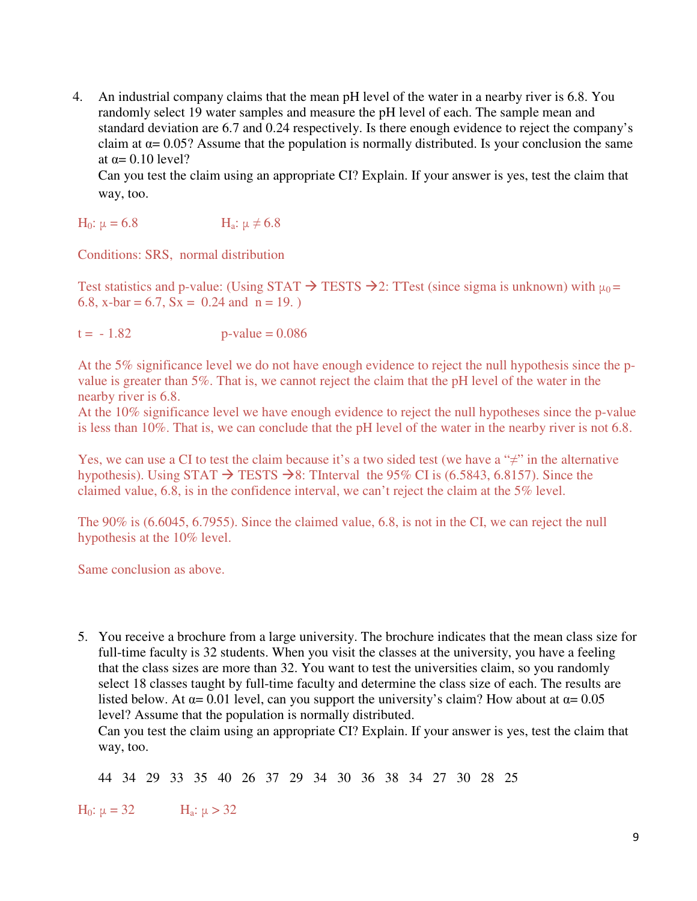4. An industrial company claims that the mean pH level of the water in a nearby river is 6.8. You randomly select 19 water samples and measure the pH level of each. The sample mean and standard deviation are 6.7 and 0.24 respectively. Is there enough evidence to reject the company's claim at $\alpha = 0.05$? Assume that the population is normally distributed. Is your conclusion the same at $\alpha = 0.10$ level?
   Can you test the claim using an appropriate CI? Explain. If your answer is yes, test the claim that way, too.

$H_0$: $\mu = 6.8$ $\qquad$ $H_a$: $\mu \neq 6.8$

Conditions: SRS, normal distribution

Test statistics and p-value: (Using STAT → TESTS →2: TTest (since sigma is unknown) with $\mu_0 = 6.8$, x-bar = 6.7, Sx = 0.24 and n = 19. )

$t = -1.82$ $\qquad$ p-value = 0.086

At the 5% significance level we do not have enough evidence to reject the null hypothesis since the p-value is greater than 5%. That is, we cannot reject the claim that the pH level of the water in the nearby river is 6.8.
At the 10% significance level we have enough evidence to reject the null hypotheses since the p-value is less than 10%. That is, we can conclude that the pH level of the water in the nearby river is not 6.8.

Yes, we can use a CI to test the claim because it's a two sided test (we have a "≠" in the alternative hypothesis). Using STAT → TESTS →8: TInterval the 95% CI is (6.5843, 6.8157). Since the claimed value, 6.8, is in the confidence interval, we can't reject the claim at the 5% level.

The 90% is (6.6045, 6.7955). Since the claimed value, 6.8, is not in the CI, we can reject the null hypothesis at the 10% level.

Same conclusion as above.

5. You receive a brochure from a large university. The brochure indicates that the mean class size for full-time faculty is 32 students. When you visit the classes at the university, you have a feeling that the class sizes are more than 32. You want to test the universities claim, so you randomly select 18 classes taught by full-time faculty and determine the class size of each. The results are listed below. At $\alpha = 0.01$ level, can you support the university's claim? How about at $\alpha = 0.05$ level? Assume that the population is normally distributed.
   Can you test the claim using an appropriate CI? Explain. If your answer is yes, test the claim that way, too.

   44 34 29 33 35 40 26 37 29 34 30 36 38 34 27 30 28 25

$H_0$: $\mu = 32$ $\qquad$ $H_a$: $\mu > 32$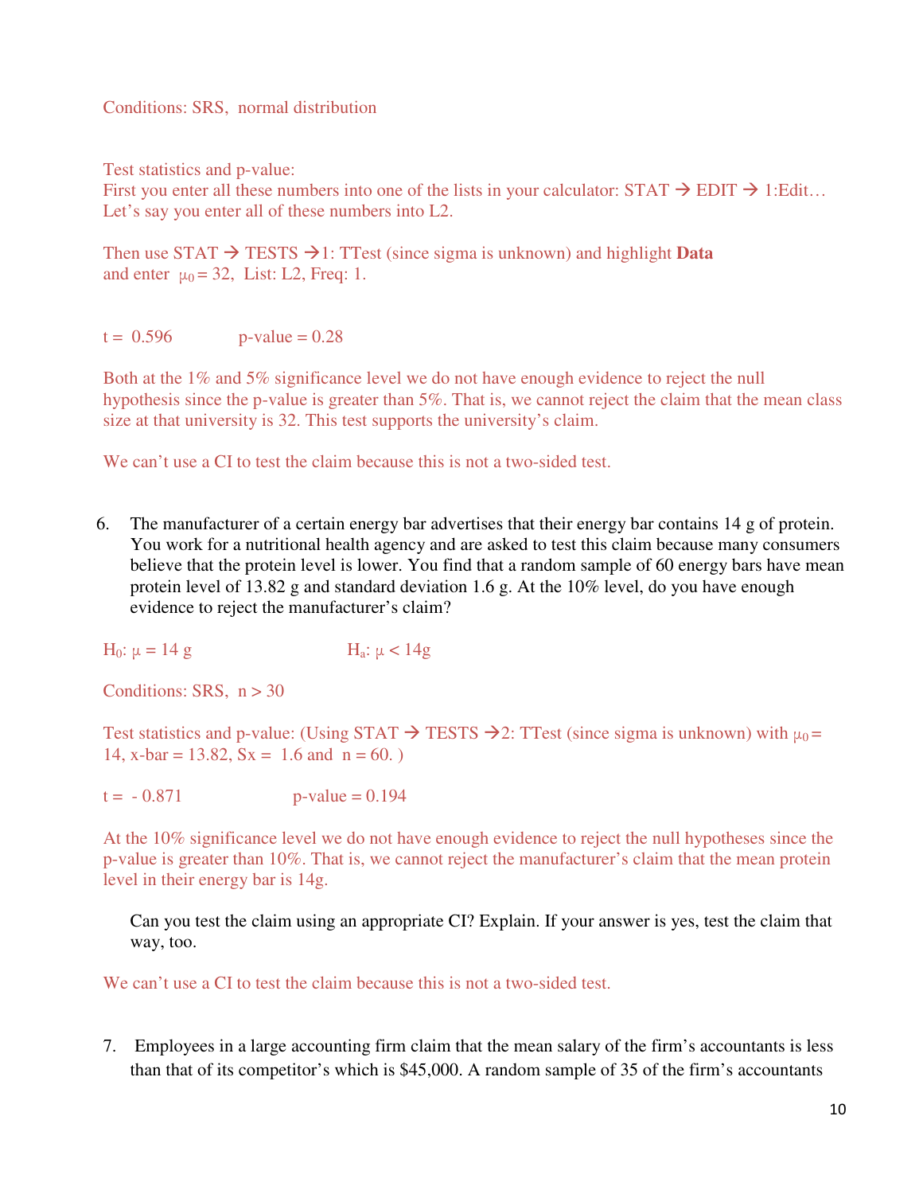Conditions: SRS, normal distribution

Test statistics and p-value:
First you enter all these numbers into one of the lists in your calculator: STAT → EDIT → 1:Edit…
Let's say you enter all of these numbers into L2.

Then use STAT → TESTS →1: TTest (since sigma is unknown) and highlight **Data** and enter $\mu_0 = 32$, List: L2, Freq: 1.

$t = 0.596$ p-value = 0.28

Both at the 1% and 5% significance level we do not have enough evidence to reject the null hypothesis since the p-value is greater than 5%. That is, we cannot reject the claim that the mean class size at that university is 32. This test supports the university's claim.

We can't use a CI to test the claim because this is not a two-sided test.

6. The manufacturer of a certain energy bar advertises that their energy bar contains 14 g of protein. You work for a nutritional health agency and are asked to test this claim because many consumers believe that the protein level is lower. You find that a random sample of 60 energy bars have mean protein level of 13.82 g and standard deviation 1.6 g. At the 10% level, do you have enough evidence to reject the manufacturer's claim?

$H_0$: $\mu = 14$ g $H_a$: $\mu < 14$g

Conditions: SRS, $n > 30$

Test statistics and p-value: (Using STAT → TESTS →2: TTest (since sigma is unknown) with $\mu_0 = 14$, x-bar = 13.82, Sx = 1.6 and n = 60. )

$t = -0.871$ p-value = 0.194

At the 10% significance level we do not have enough evidence to reject the null hypotheses since the p-value is greater than 10%. That is, we cannot reject the manufacturer's claim that the mean protein level in their energy bar is 14g.

Can you test the claim using an appropriate CI? Explain. If your answer is yes, test the claim that way, too.

We can't use a CI to test the claim because this is not a two-sided test.

7. Employees in a large accounting firm claim that the mean salary of the firm's accountants is less than that of its competitor's which is $45,000. A random sample of 35 of the firm's accountants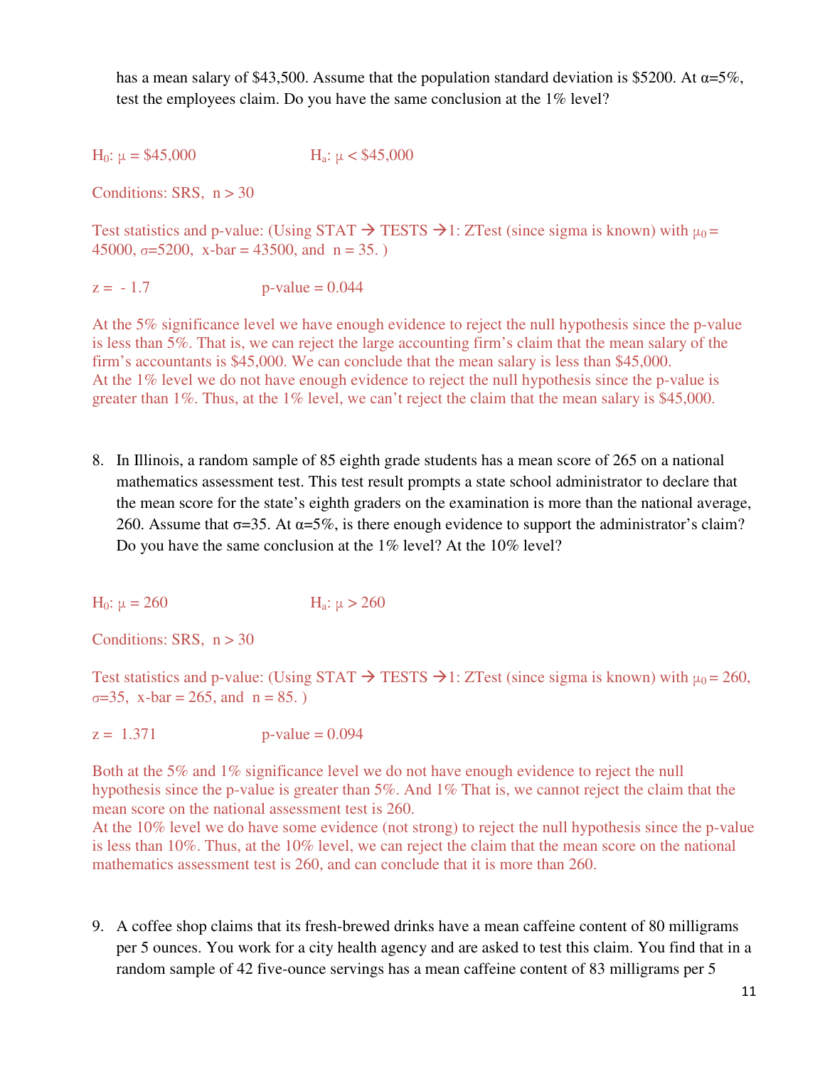has a mean salary of $43,500. Assume that the population standard deviation is $5200. At $\alpha$=5%, test the employees claim. Do you have the same conclusion at the 1% level?

$H_0$: $\mu$ = $45,000                    $H_a$: $\mu$ < $45,000

Conditions: SRS, n > 30

Test statistics and p-value: (Using STAT → TESTS →1: ZTest (since sigma is known) with $\mu_0$ = 45000, $\sigma$=5200, x-bar = 43500, and n = 35. )

z = - 1.7                    p-value = 0.044

At the 5% significance level we have enough evidence to reject the null hypothesis since the p-value is less than 5%. That is, we can reject the large accounting firm's claim that the mean salary of the firm's accountants is $45,000. We can conclude that the mean salary is less than $45,000.
At the 1% level we do not have enough evidence to reject the null hypothesis since the p-value is greater than 1%. Thus, at the 1% level, we can't reject the claim that the mean salary is $45,000.

8. In Illinois, a random sample of 85 eighth grade students has a mean score of 265 on a national mathematics assessment test. This test result prompts a state school administrator to declare that the mean score for the state's eighth graders on the examination is more than the national average, 260. Assume that $\sigma$=35. At $\alpha$=5%, is there enough evidence to support the administrator's claim? Do you have the same conclusion at the 1% level? At the 10% level?

$H_0$: $\mu$ = 260                    $H_a$: $\mu$ > 260

Conditions: SRS, n > 30

Test statistics and p-value: (Using STAT → TESTS →1: ZTest (since sigma is known) with $\mu_0$ = 260, $\sigma$=35, x-bar = 265, and n = 85. )

z = 1.371                    p-value = 0.094

Both at the 5% and 1% significance level we do not have enough evidence to reject the null hypothesis since the p-value is greater than 5%. And 1% That is, we cannot reject the claim that the mean score on the national assessment test is 260.
At the 10% level we do have some evidence (not strong) to reject the null hypothesis since the p-value is less than 10%. Thus, at the 10% level, we can reject the claim that the mean score on the national mathematics assessment test is 260, and can conclude that it is more than 260.

9. A coffee shop claims that its fresh-brewed drinks have a mean caffeine content of 80 milligrams per 5 ounces. You work for a city health agency and are asked to test this claim. You find that in a random sample of 42 five-ounce servings has a mean caffeine content of 83 milligrams per 5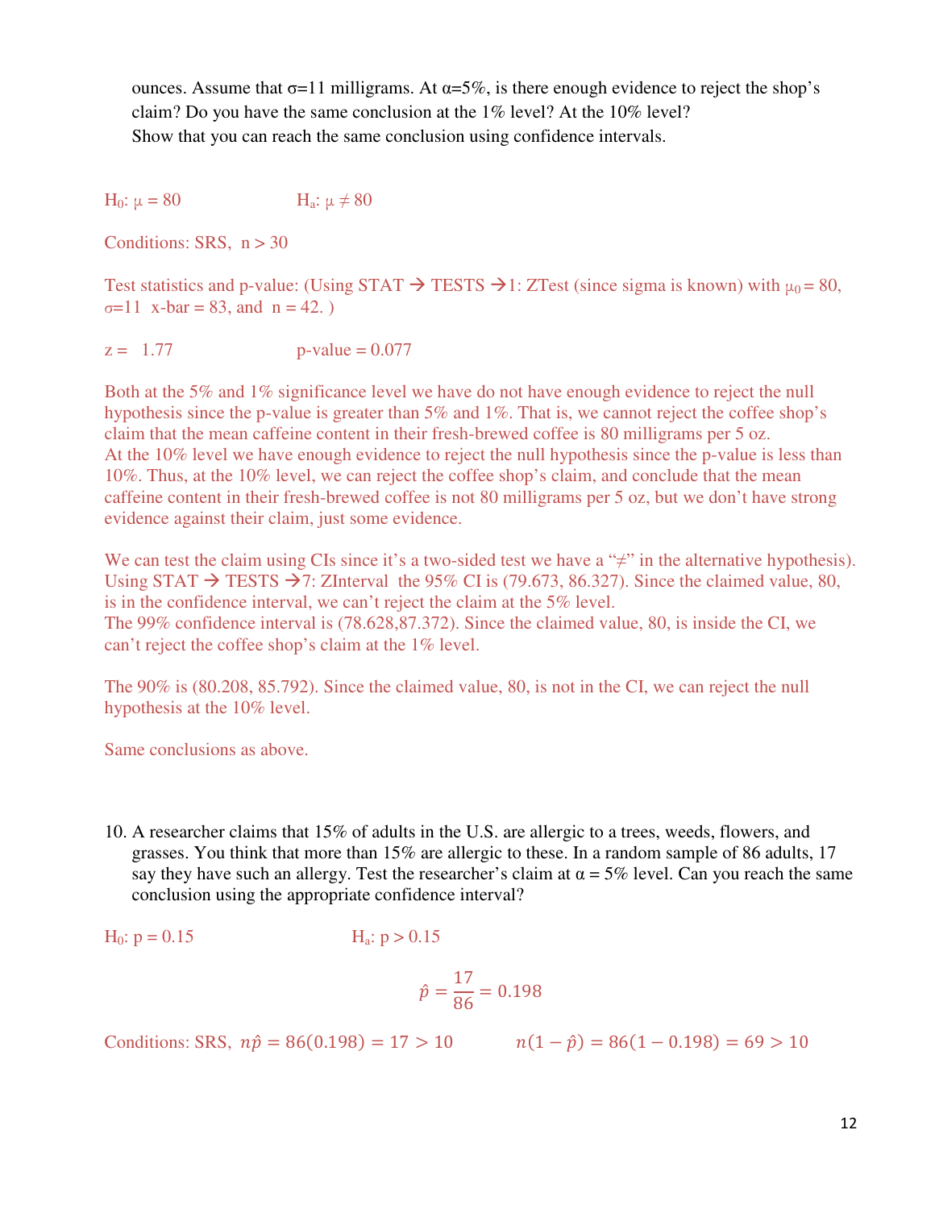ounces. Assume that σ=11 milligrams. At α=5%, is there enough evidence to reject the shop's claim? Do you have the same conclusion at the 1% level? At the 10% level?
Show that you can reach the same conclusion using confidence intervals.

$H_0$: μ = 80 $H_a$: μ ≠ 80

Conditions: SRS, n > 30

Test statistics and p-value: (Using STAT → TESTS →1: ZTest (since sigma is known) with $\mu_0 = 80$, σ=11 x-bar = 83, and n = 42. )

z = 1.77 p-value = 0.077

Both at the 5% and 1% significance level we have do not have enough evidence to reject the null hypothesis since the p-value is greater than 5% and 1%. That is, we cannot reject the coffee shop's claim that the mean caffeine content in their fresh-brewed coffee is 80 milligrams per 5 oz.
At the 10% level we have enough evidence to reject the null hypothesis since the p-value is less than 10%. Thus, at the 10% level, we can reject the coffee shop's claim, and conclude that the mean caffeine content in their fresh-brewed coffee is not 80 milligrams per 5 oz, but we don't have strong evidence against their claim, just some evidence.

We can test the claim using CIs since it's a two-sided test we have a "≠" in the alternative hypothesis). Using STAT → TESTS →7: ZInterval the 95% CI is (79.673, 86.327). Since the claimed value, 80, is in the confidence interval, we can't reject the claim at the 5% level.
The 99% confidence interval is (78.628,87.372). Since the claimed value, 80, is inside the CI, we can't reject the coffee shop's claim at the 1% level.

The 90% is (80.208, 85.792). Since the claimed value, 80, is not in the CI, we can reject the null hypothesis at the 10% level.

Same conclusions as above.

10. A researcher claims that 15% of adults in the U.S. are allergic to a trees, weeds, flowers, and grasses. You think that more than 15% are allergic to these. In a random sample of 86 adults, 17 say they have such an allergy. Test the researcher's claim at α = 5% level. Can you reach the same conclusion using the appropriate confidence interval?

$H_0$: p = 0.15 $H_a$: p > 0.15

$$\hat{p} = \frac{17}{86} = 0.198$$

Conditions: SRS, $n\hat{p} = 86(0.198) = 17 > 10$ $n(1-\hat{p}) = 86(1-0.198) = 69 > 10$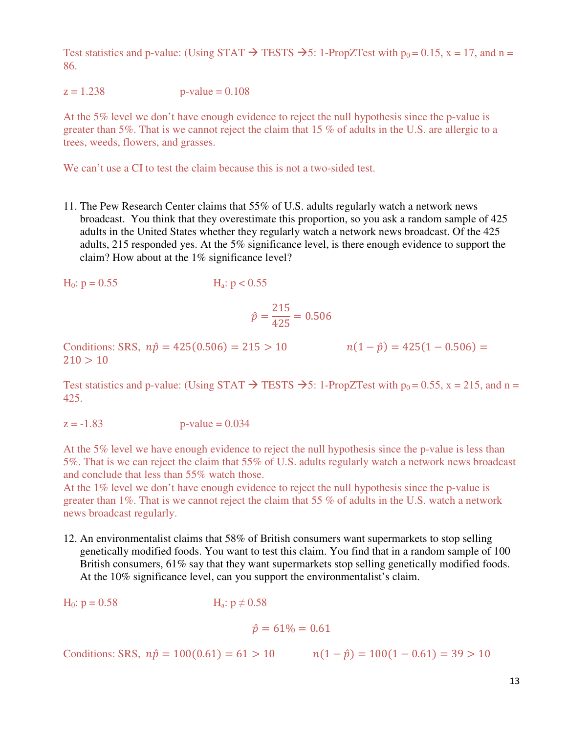Test statistics and p-value: (Using STAT → TESTS →5: 1-PropZTest with $p_0 = 0.15$, x = 17, and n = 86.

z = 1.238 p-value = 0.108

At the 5% level we don't have enough evidence to reject the null hypothesis since the p-value is greater than 5%. That is we cannot reject the claim that 15 % of adults in the U.S. are allergic to a trees, weeds, flowers, and grasses.

We can't use a CI to test the claim because this is not a two-sided test.

11. The Pew Research Center claims that 55% of U.S. adults regularly watch a network news broadcast. You think that they overestimate this proportion, so you ask a random sample of 425 adults in the United States whether they regularly watch a network news broadcast. Of the 425 adults, 215 responded yes. At the 5% significance level, is there enough evidence to support the claim? How about at the 1% significance level?

$H_0$: p = 0.55 $H_a$: p < 0.55

$$\hat{p} = \frac{215}{425} = 0.506$$

Conditions: SRS, $n\hat{p} = 425(0.506) = 215 > 10$ $n(1 - \hat{p}) = 425(1 - 0.506) = 210 > 10$

Test statistics and p-value: (Using STAT → TESTS →5: 1-PropZTest with $p_0 = 0.55$, x = 215, and n = 425.

z = -1.83 p-value = 0.034

At the 5% level we have enough evidence to reject the null hypothesis since the p-value is less than 5%. That is we can reject the claim that 55% of U.S. adults regularly watch a network news broadcast and conclude that less than 55% watch those.

At the 1% level we don't have enough evidence to reject the null hypothesis since the p-value is greater than 1%. That is we cannot reject the claim that 55 % of adults in the U.S. watch a network news broadcast regularly.

12. An environmentalist claims that 58% of British consumers want supermarkets to stop selling genetically modified foods. You want to test this claim. You find that in a random sample of 100 British consumers, 61% say that they want supermarkets stop selling genetically modified foods. At the 10% significance level, can you support the environmentalist's claim.

$H_0$: p = 0.58 $H_a$: p ≠ 0.58

$$\hat{p} = 61\% = 0.61$$

Conditions: SRS, $n\hat{p} = 100(0.61) = 61 > 10$ $n(1 - \hat{p}) = 100(1 - 0.61) = 39 > 10$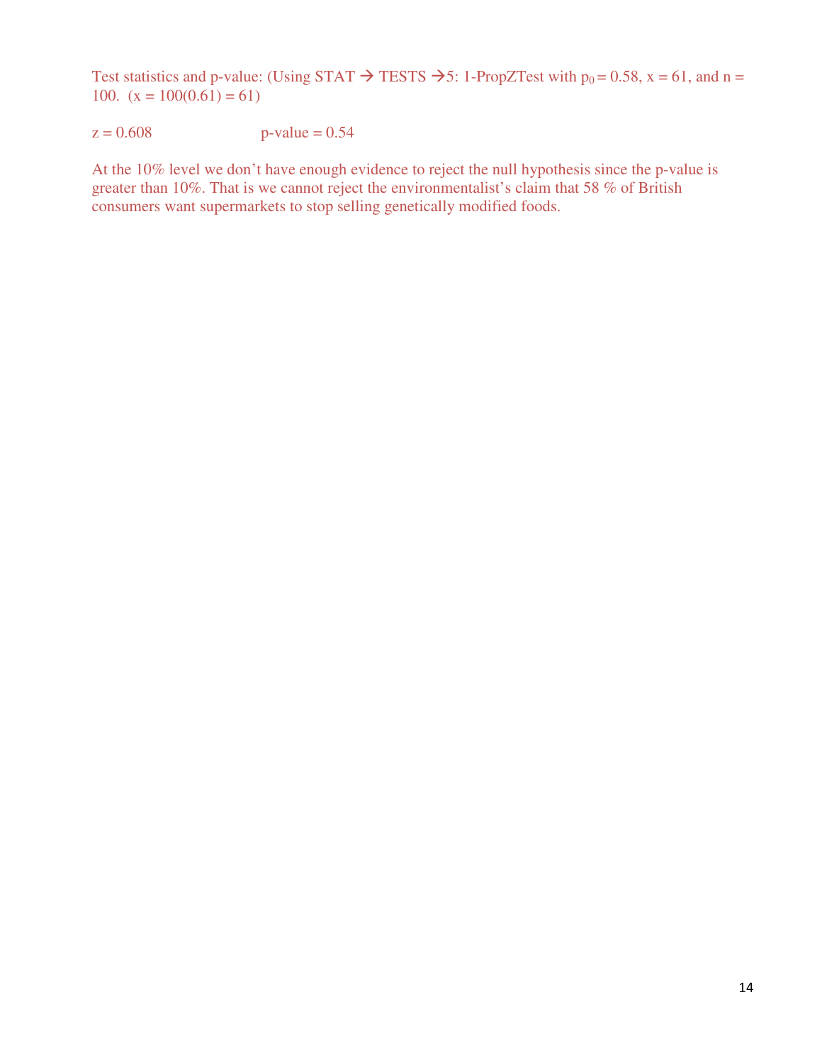Test statistics and p-value: (Using STAT → TESTS →5: 1-PropZTest with $p_0 = 0.58$, $x = 61$, and $n = 100$. ($x = 100(0.61) = 61$)

$z = 0.608$ p-value = 0.54

At the 10% level we don't have enough evidence to reject the null hypothesis since the p-value is greater than 10%. That is we cannot reject the environmentalist's claim that 58 % of British consumers want supermarkets to stop selling genetically modified foods.